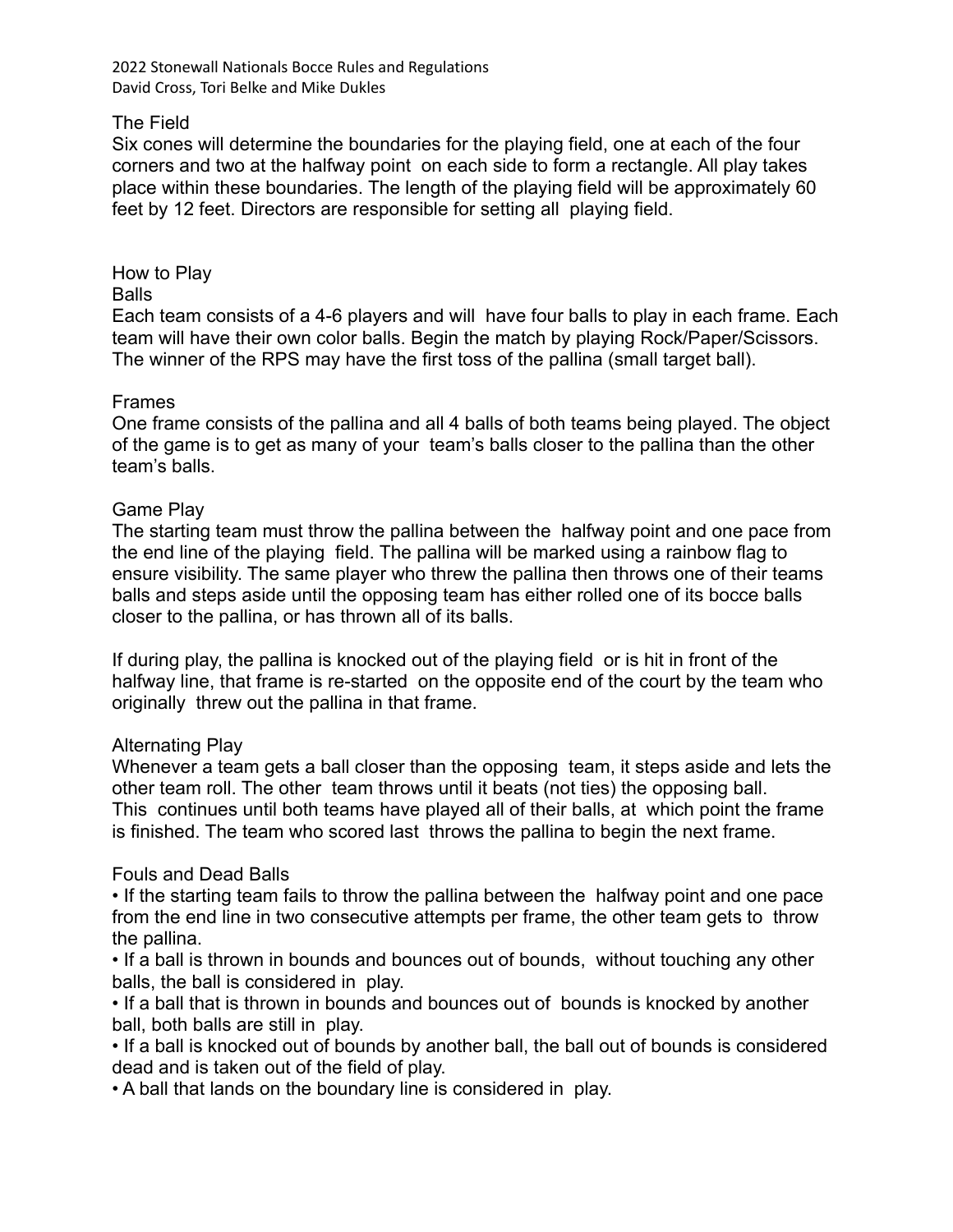2022 Stonewall Nationals Bocce Rules and Regulations
David Cross, Tori Belke and Mike Dukles

## The Field

Six cones will determine the boundaries for the playing field, one at each of the four corners and two at the halfway point on each side to form a rectangle. All play takes place within these boundaries. The length of the playing field will be approximately 60 feet by 12 feet. Directors are responsible for setting all playing field.

## How to Play

### Balls

Each team consists of a 4-6 players and will have four balls to play in each frame. Each team will have their own color balls. Begin the match by playing Rock/Paper/Scissors. The winner of the RPS may have the first toss of the pallina (small target ball).

### Frames

One frame consists of the pallina and all 4 balls of both teams being played. The object of the game is to get as many of your team's balls closer to the pallina than the other team's balls.

### Game Play

The starting team must throw the pallina between the halfway point and one pace from the end line of the playing field. The pallina will be marked using a rainbow flag to ensure visibility. The same player who threw the pallina then throws one of their teams balls and steps aside until the opposing team has either rolled one of its bocce balls closer to the pallina, or has thrown all of its balls.

If during play, the pallina is knocked out of the playing field or is hit in front of the halfway line, that frame is re-started on the opposite end of the court by the team who originally threw out the pallina in that frame.

### Alternating Play

Whenever a team gets a ball closer than the opposing team, it steps aside and lets the other team roll. The other team throws until it beats (not ties) the opposing ball. This continues until both teams have played all of their balls, at which point the frame is finished. The team who scored last throws the pallina to begin the next frame.

### Fouls and Dead Balls

- If the starting team fails to throw the pallina between the halfway point and one pace from the end line in two consecutive attempts per frame, the other team gets to throw the pallina.
- If a ball is thrown in bounds and bounces out of bounds, without touching any other balls, the ball is considered in play.
- If a ball that is thrown in bounds and bounces out of bounds is knocked by another ball, both balls are still in play.
- If a ball is knocked out of bounds by another ball, the ball out of bounds is considered dead and is taken out of the field of play.
- A ball that lands on the boundary line is considered in play.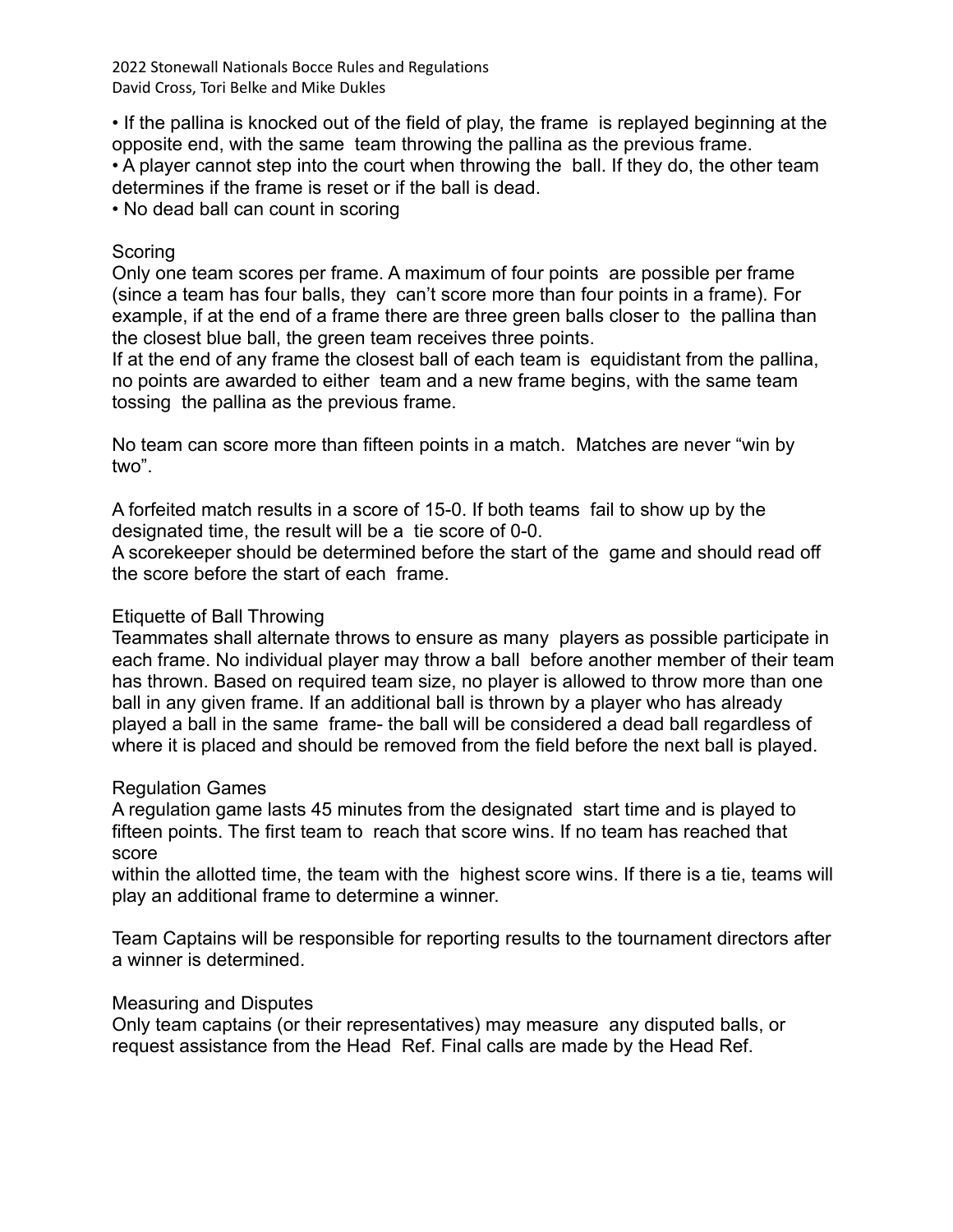- If the pallina is knocked out of the field of play, the frame is replayed beginning at the opposite end, with the same team throwing the pallina as the previous frame.
- A player cannot step into the court when throwing the ball. If they do, the other team determines if the frame is reset or if the ball is dead.
- No dead ball can count in scoring

## Scoring

Only one team scores per frame. A maximum of four points are possible per frame (since a team has four balls, they can't score more than four points in a frame). For example, if at the end of a frame there are three green balls closer to the pallina than the closest blue ball, the green team receives three points.
If at the end of any frame the closest ball of each team is equidistant from the pallina, no points are awarded to either team and a new frame begins, with the same team tossing the pallina as the previous frame.

No team can score more than fifteen points in a match. Matches are never "win by two".

A forfeited match results in a score of 15-0. If both teams fail to show up by the designated time, the result will be a tie score of 0-0.
A scorekeeper should be determined before the start of the game and should read off the score before the start of each frame.

## Etiquette of Ball Throwing

Teammates shall alternate throws to ensure as many players as possible participate in each frame. No individual player may throw a ball before another member of their team has thrown. Based on required team size, no player is allowed to throw more than one ball in any given frame. If an additional ball is thrown by a player who has already played a ball in the same frame- the ball will be considered a dead ball regardless of where it is placed and should be removed from the field before the next ball is played.

## Regulation Games

A regulation game lasts 45 minutes from the designated start time and is played to fifteen points. The first team to reach that score wins. If no team has reached that score
within the allotted time, the team with the highest score wins. If there is a tie, teams will play an additional frame to determine a winner.

Team Captains will be responsible for reporting results to the tournament directors after a winner is determined.

## Measuring and Disputes

Only team captains (or their representatives) may measure any disputed balls, or request assistance from the Head Ref. Final calls are made by the Head Ref.